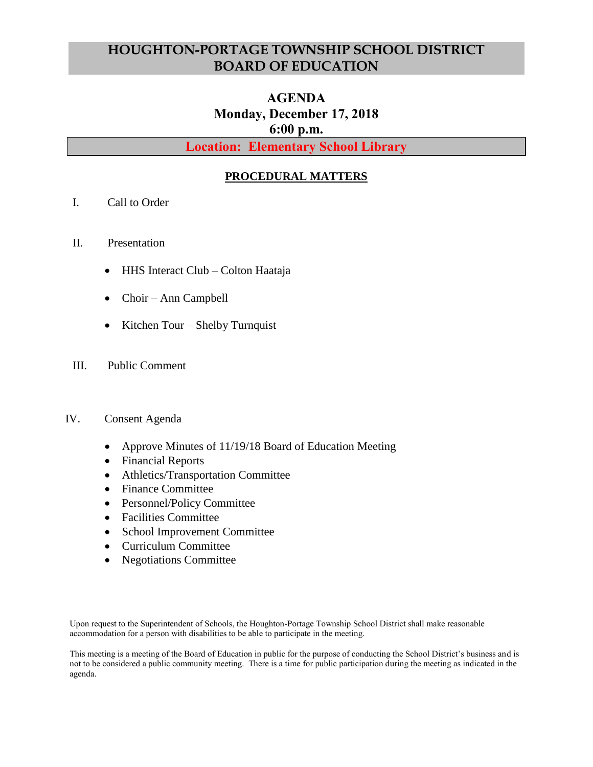# HOUGHTON-PORTAGE TOWNSHIP SCHOOL DISTRICT BOARD OF EDUCATION

## AGENDA
## Monday, December 17, 2018
## 6:00 p.m.

**Location: Elementary School Library**

### PROCEDURAL MATTERS

I. Call to Order

II. Presentation

- HHS Interact Club – Colton Haataja
- Choir – Ann Campbell
- Kitchen Tour – Shelby Turnquist

III. Public Comment

IV. Consent Agenda

- Approve Minutes of 11/19/18 Board of Education Meeting
- Financial Reports
- Athletics/Transportation Committee
- Finance Committee
- Personnel/Policy Committee
- Facilities Committee
- School Improvement Committee
- Curriculum Committee
- Negotiations Committee

Upon request to the Superintendent of Schools, the Houghton-Portage Township School District shall make reasonable accommodation for a person with disabilities to be able to participate in the meeting.

This meeting is a meeting of the Board of Education in public for the purpose of conducting the School District's business and is not to be considered a public community meeting. There is a time for public participation during the meeting as indicated in the agenda.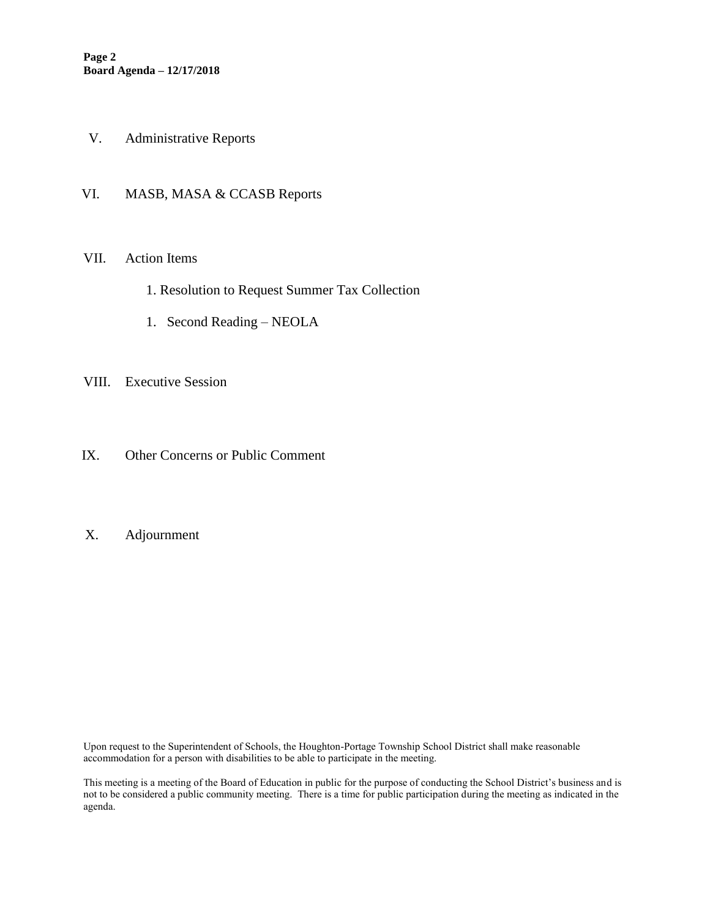V. Administrative Reports

VI. MASB, MASA & CCASB Reports

VII. Action Items

1. Resolution to Request Summer Tax Collection

1. Second Reading – NEOLA

VIII. Executive Session

IX. Other Concerns or Public Comment

X. Adjournment

Upon request to the Superintendent of Schools, the Houghton-Portage Township School District shall make reasonable accommodation for a person with disabilities to be able to participate in the meeting.

This meeting is a meeting of the Board of Education in public for the purpose of conducting the School District's business and is not to be considered a public community meeting. There is a time for public participation during the meeting as indicated in the agenda.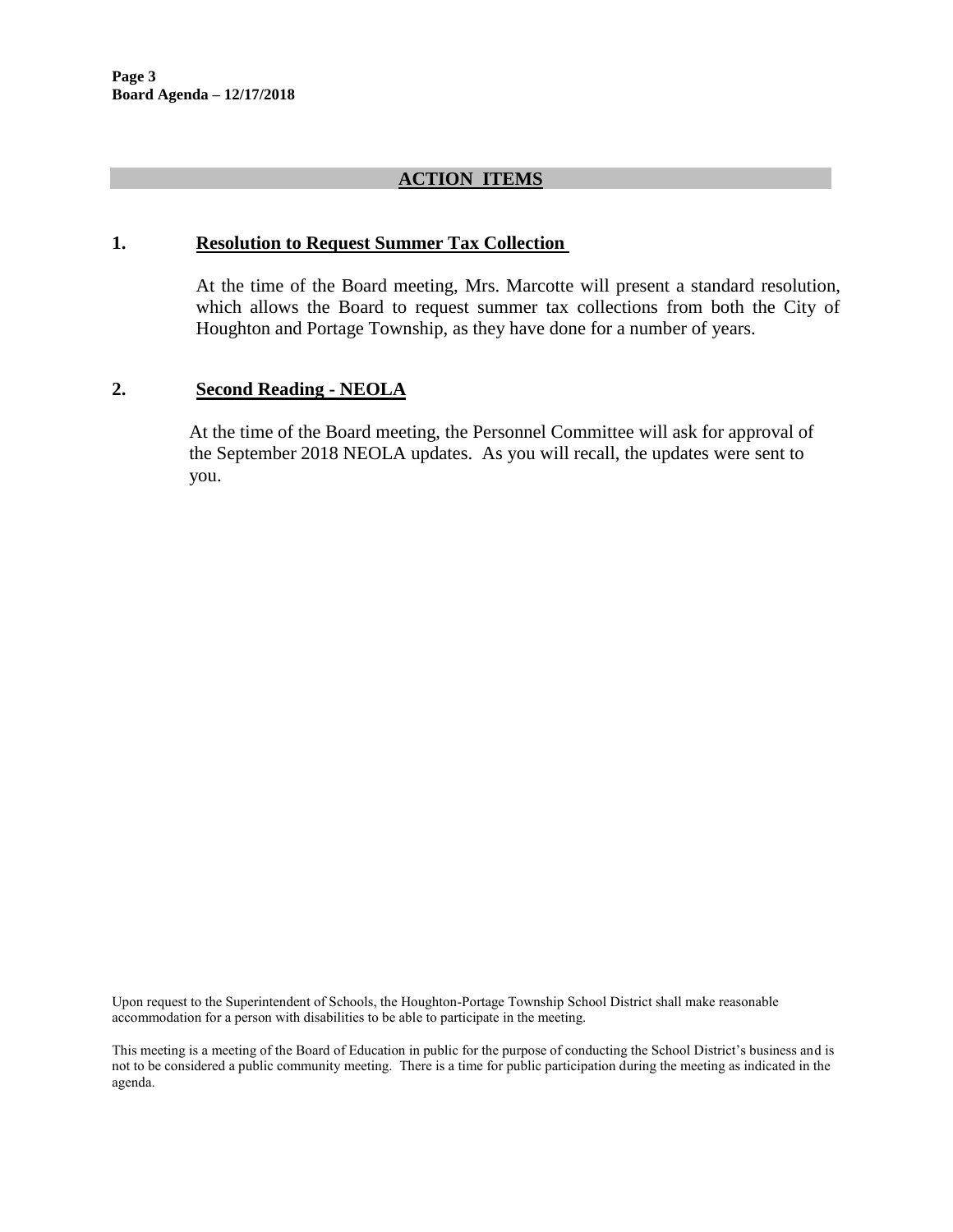## ACTION ITEMS

### 1. Resolution to Request Summer Tax Collection

At the time of the Board meeting, Mrs. Marcotte will present a standard resolution, which allows the Board to request summer tax collections from both the City of Houghton and Portage Township, as they have done for a number of years.

### 2. Second Reading - NEOLA

At the time of the Board meeting, the Personnel Committee will ask for approval of the September 2018 NEOLA updates. As you will recall, the updates were sent to you.

Upon request to the Superintendent of Schools, the Houghton-Portage Township School District shall make reasonable accommodation for a person with disabilities to be able to participate in the meeting.

This meeting is a meeting of the Board of Education in public for the purpose of conducting the School District's business and is not to be considered a public community meeting. There is a time for public participation during the meeting as indicated in the agenda.